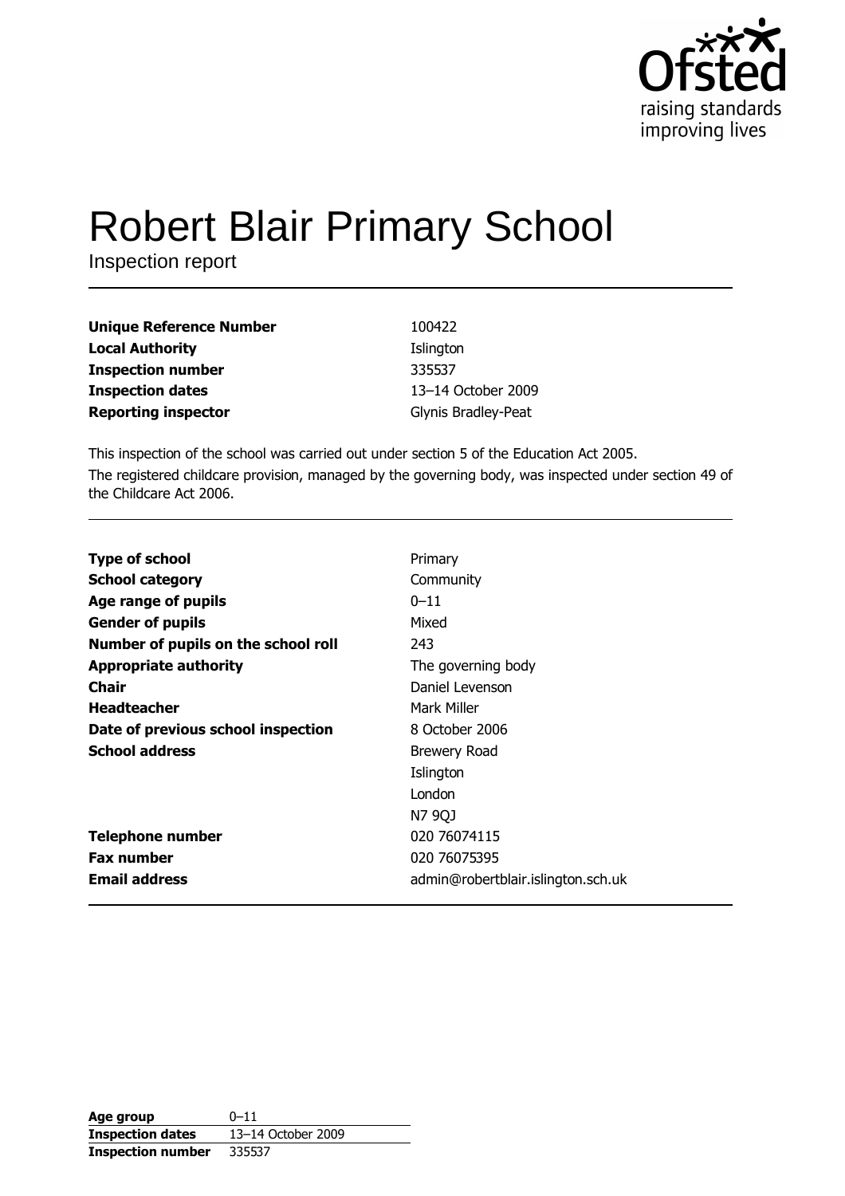Ofsted
raising standards
improving lives

# Robert Blair Primary School

Inspection report

| | |
|---|---|
| **Unique Reference Number** | 100422 |
| **Local Authority** | Islington |
| **Inspection number** | 335537 |
| **Inspection dates** | 13–14 October 2009 |
| **Reporting inspector** | Glynis Bradley-Peat |

This inspection of the school was carried out under section 5 of the Education Act 2005.

The registered childcare provision, managed by the governing body, was inspected under section 49 of the Childcare Act 2006.

| | |
|---|---|
| **Type of school** | Primary |
| **School category** | Community |
| **Age range of pupils** | 0–11 |
| **Gender of pupils** | Mixed |
| **Number of pupils on the school roll** | 243 |
| **Appropriate authority** | The governing body |
| **Chair** | Daniel Levenson |
| **Headteacher** | Mark Miller |
| **Date of previous school inspection** | 8 October 2006 |
| **School address** | Brewery Road<br>Islington<br>London<br>N7 9QJ |
| **Telephone number** | 020 76074115 |
| **Fax number** | 020 76075395 |
| **Email address** | admin@robertblair.islington.sch.uk |

| | |
|---|---|
| **Age group** | 0–11 |
| **Inspection dates** | 13–14 October 2009 |
| **Inspection number** | 335537 |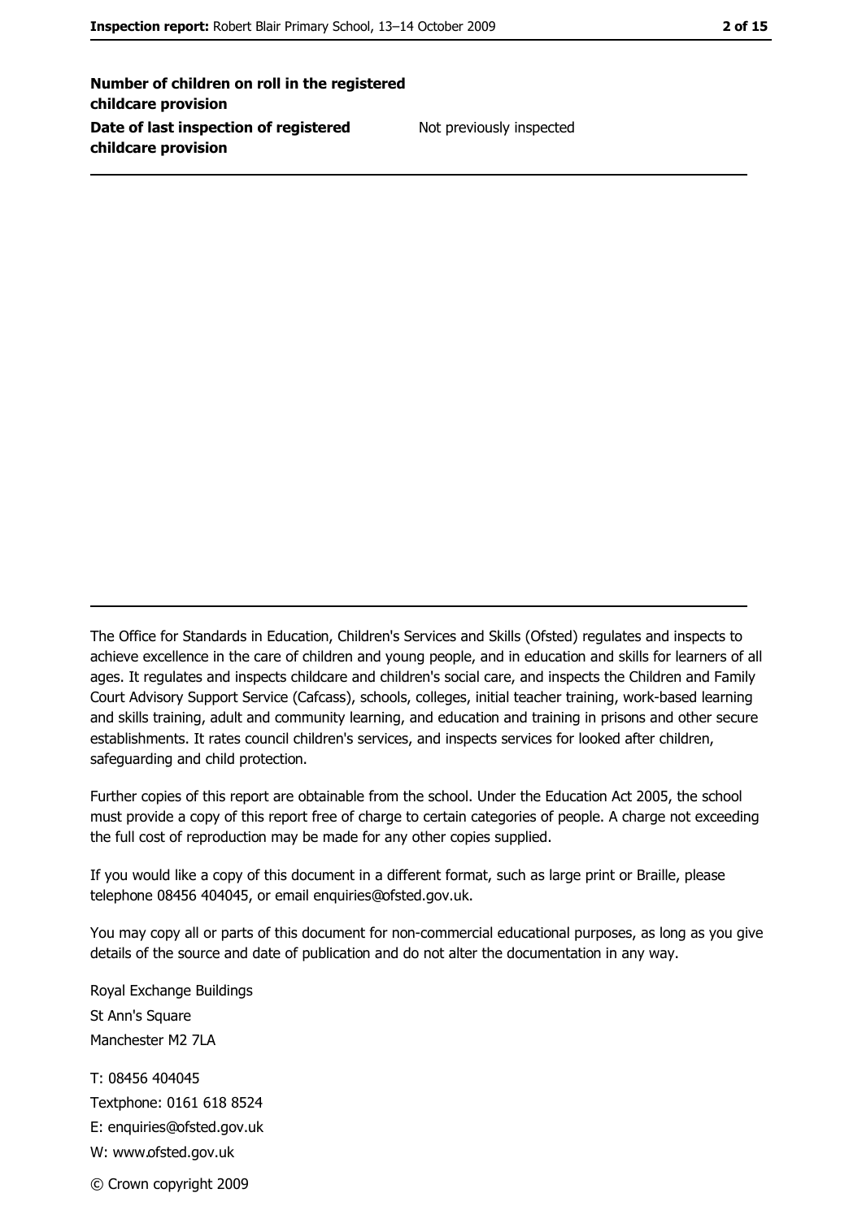| | |
|---|---|
| **Number of children on roll in the registered childcare provision** | |
| **Date of last inspection of registered childcare provision** | Not previously inspected |

The Office for Standards in Education, Children's Services and Skills (Ofsted) regulates and inspects to achieve excellence in the care of children and young people, and in education and skills for learners of all ages. It regulates and inspects childcare and children's social care, and inspects the Children and Family Court Advisory Support Service (Cafcass), schools, colleges, initial teacher training, work-based learning and skills training, adult and community learning, and education and training in prisons and other secure establishments. It rates council children's services, and inspects services for looked after children, safeguarding and child protection.

Further copies of this report are obtainable from the school. Under the Education Act 2005, the school must provide a copy of this report free of charge to certain categories of people. A charge not exceeding the full cost of reproduction may be made for any other copies supplied.

If you would like a copy of this document in a different format, such as large print or Braille, please telephone 08456 404045, or email enquiries@ofsted.gov.uk.

You may copy all or parts of this document for non-commercial educational purposes, as long as you give details of the source and date of publication and do not alter the documentation in any way.

Royal Exchange Buildings
St Ann's Square
Manchester M2 7LA

T: 08456 404045
Textphone: 0161 618 8524
E: enquiries@ofsted.gov.uk
W: www.ofsted.gov.uk

© Crown copyright 2009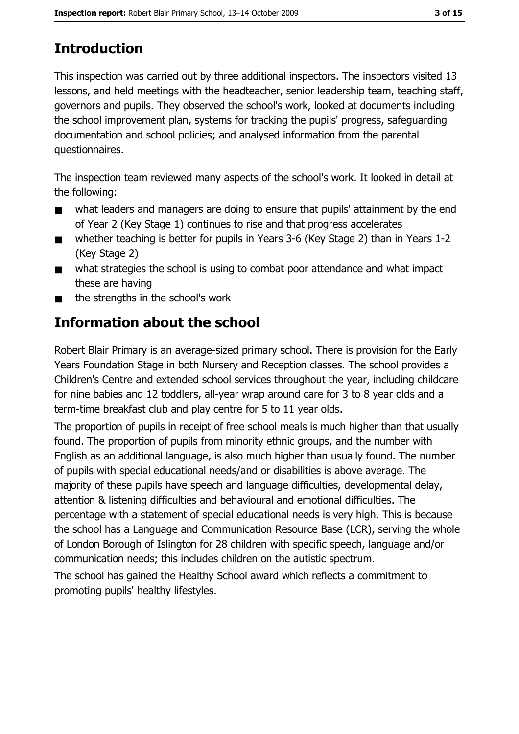# Introduction

This inspection was carried out by three additional inspectors. The inspectors visited 13 lessons, and held meetings with the headteacher, senior leadership team, teaching staff, governors and pupils. They observed the school's work, looked at documents including the school improvement plan, systems for tracking the pupils' progress, safeguarding documentation and school policies; and analysed information from the parental questionnaires.

The inspection team reviewed many aspects of the school's work. It looked in detail at the following:

- what leaders and managers are doing to ensure that pupils' attainment by the end of Year 2 (Key Stage 1) continues to rise and that progress accelerates
- whether teaching is better for pupils in Years 3-6 (Key Stage 2) than in Years 1-2 (Key Stage 2)
- what strategies the school is using to combat poor attendance and what impact these are having
- the strengths in the school's work

# Information about the school

Robert Blair Primary is an average-sized primary school. There is provision for the Early Years Foundation Stage in both Nursery and Reception classes. The school provides a Children's Centre and extended school services throughout the year, including childcare for nine babies and 12 toddlers, all-year wrap around care for 3 to 8 year olds and a term-time breakfast club and play centre for 5 to 11 year olds.

The proportion of pupils in receipt of free school meals is much higher than that usually found. The proportion of pupils from minority ethnic groups, and the number with English as an additional language, is also much higher than usually found. The number of pupils with special educational needs/and or disabilities is above average. The majority of these pupils have speech and language difficulties, developmental delay, attention & listening difficulties and behavioural and emotional difficulties. The percentage with a statement of special educational needs is very high. This is because the school has a Language and Communication Resource Base (LCR), serving the whole of London Borough of Islington for 28 children with specific speech, language and/or communication needs; this includes children on the autistic spectrum.

The school has gained the Healthy School award which reflects a commitment to promoting pupils' healthy lifestyles.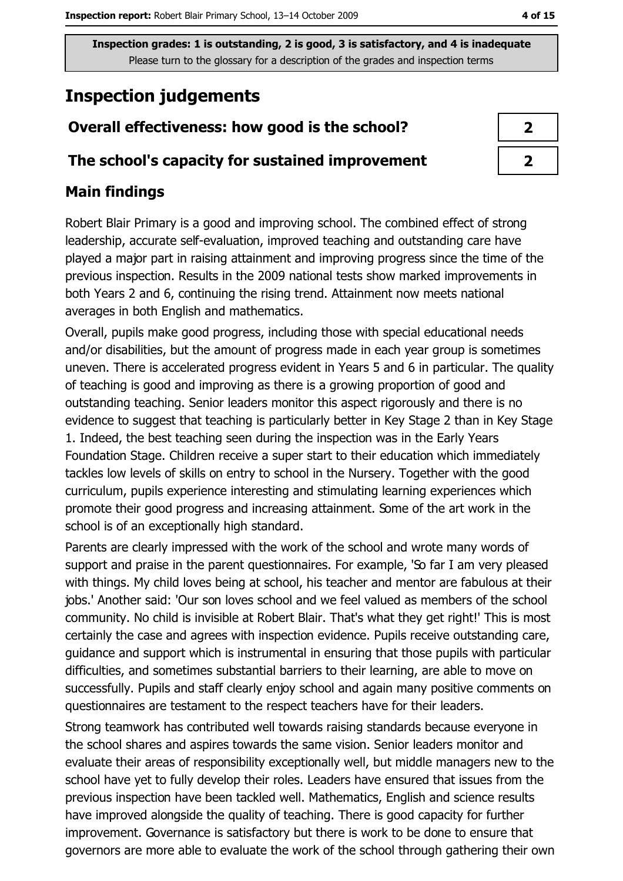Inspection grades: 1 is outstanding, 2 is good, 3 is satisfactory, and 4 is inadequate
Please turn to the glossary for a description of the grades and inspection terms

# Inspection judgements

| | |
|---|---|
| **Overall effectiveness: how good is the school?** | 2 |
| **The school's capacity for sustained improvement** | 2 |

## Main findings

Robert Blair Primary is a good and improving school. The combined effect of strong leadership, accurate self-evaluation, improved teaching and outstanding care have played a major part in raising attainment and improving progress since the time of the previous inspection. Results in the 2009 national tests show marked improvements in both Years 2 and 6, continuing the rising trend. Attainment now meets national averages in both English and mathematics.

Overall, pupils make good progress, including those with special educational needs and/or disabilities, but the amount of progress made in each year group is sometimes uneven. There is accelerated progress evident in Years 5 and 6 in particular. The quality of teaching is good and improving as there is a growing proportion of good and outstanding teaching. Senior leaders monitor this aspect rigorously and there is no evidence to suggest that teaching is particularly better in Key Stage 2 than in Key Stage 1. Indeed, the best teaching seen during the inspection was in the Early Years Foundation Stage. Children receive a super start to their education which immediately tackles low levels of skills on entry to school in the Nursery. Together with the good curriculum, pupils experience interesting and stimulating learning experiences which promote their good progress and increasing attainment. Some of the art work in the school is of an exceptionally high standard.

Parents are clearly impressed with the work of the school and wrote many words of support and praise in the parent questionnaires. For example, 'So far I am very pleased with things. My child loves being at school, his teacher and mentor are fabulous at their jobs.' Another said: 'Our son loves school and we feel valued as members of the school community. No child is invisible at Robert Blair. That's what they get right!' This is most certainly the case and agrees with inspection evidence. Pupils receive outstanding care, guidance and support which is instrumental in ensuring that those pupils with particular difficulties, and sometimes substantial barriers to their learning, are able to move on successfully. Pupils and staff clearly enjoy school and again many positive comments on questionnaires are testament to the respect teachers have for their leaders.

Strong teamwork has contributed well towards raising standards because everyone in the school shares and aspires towards the same vision. Senior leaders monitor and evaluate their areas of responsibility exceptionally well, but middle managers new to the school have yet to fully develop their roles. Leaders have ensured that issues from the previous inspection have been tackled well. Mathematics, English and science results have improved alongside the quality of teaching. There is good capacity for further improvement. Governance is satisfactory but there is work to be done to ensure that governors are more able to evaluate the work of the school through gathering their own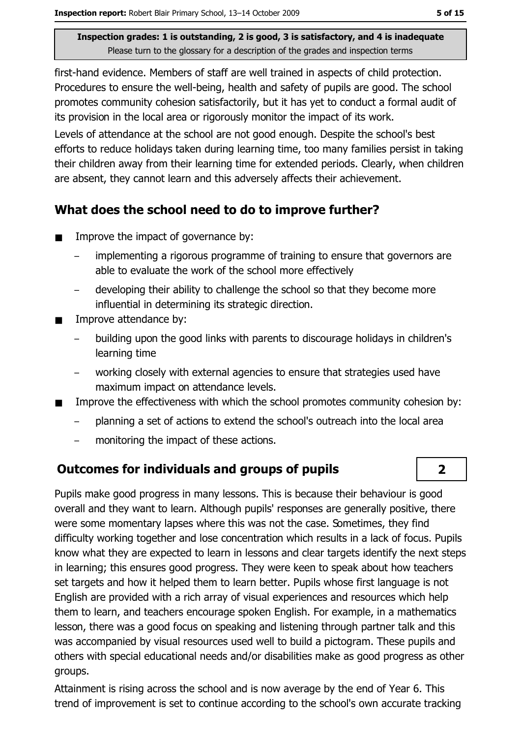first-hand evidence. Members of staff are well trained in aspects of child protection. Procedures to ensure the well-being, health and safety of pupils are good. The school promotes community cohesion satisfactorily, but it has yet to conduct a formal audit of its provision in the local area or rigorously monitor the impact of its work.

Levels of attendance at the school are not good enough. Despite the school's best efforts to reduce holidays taken during learning time, too many families persist in taking their children away from their learning time for extended periods. Clearly, when children are absent, they cannot learn and this adversely affects their achievement.

## What does the school need to do to improve further?

- Improve the impact of governance by:
  - implementing a rigorous programme of training to ensure that governors are able to evaluate the work of the school more effectively
  - developing their ability to challenge the school so that they become more influential in determining its strategic direction.
- Improve attendance by:
  - building upon the good links with parents to discourage holidays in children's learning time
  - working closely with external agencies to ensure that strategies used have maximum impact on attendance levels.
- Improve the effectiveness with which the school promotes community cohesion by:
  - planning a set of actions to extend the school's outreach into the local area
  - monitoring the impact of these actions.

## Outcomes for individuals and groups of pupils — 2

Pupils make good progress in many lessons. This is because their behaviour is good overall and they want to learn. Although pupils' responses are generally positive, there were some momentary lapses where this was not the case. Sometimes, they find difficulty working together and lose concentration which results in a lack of focus. Pupils know what they are expected to learn in lessons and clear targets identify the next steps in learning; this ensures good progress. They were keen to speak about how teachers set targets and how it helped them to learn better. Pupils whose first language is not English are provided with a rich array of visual experiences and resources which help them to learn, and teachers encourage spoken English. For example, in a mathematics lesson, there was a good focus on speaking and listening through partner talk and this was accompanied by visual resources used well to build a pictogram. These pupils and others with special educational needs and/or disabilities make as good progress as other groups.

Attainment is rising across the school and is now average by the end of Year 6. This trend of improvement is set to continue according to the school's own accurate tracking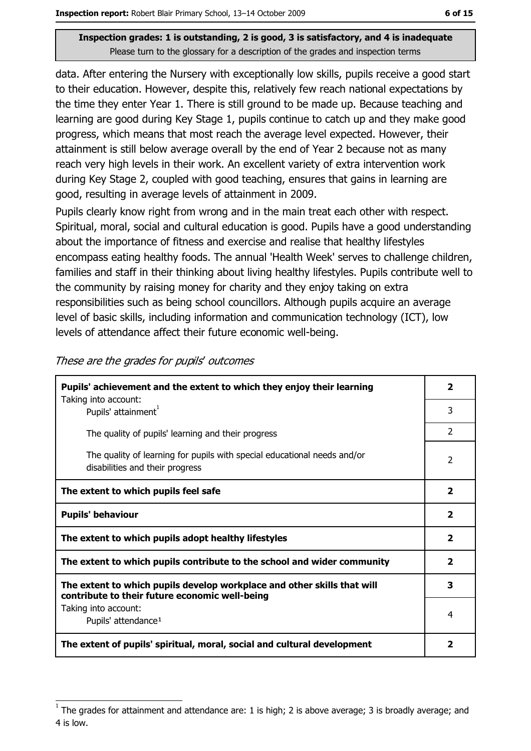Inspection grades: 1 is outstanding, 2 is good, 3 is satisfactory, and 4 is inadequate
Please turn to the glossary for a description of the grades and inspection terms

data. After entering the Nursery with exceptionally low skills, pupils receive a good start to their education. However, despite this, relatively few reach national expectations by the time they enter Year 1. There is still ground to be made up. Because teaching and learning are good during Key Stage 1, pupils continue to catch up and they make good progress, which means that most reach the average level expected. However, their attainment is still below average overall by the end of Year 2 because not as many reach very high levels in their work. An excellent variety of extra intervention work during Key Stage 2, coupled with good teaching, ensures that gains in learning are good, resulting in average levels of attainment in 2009.

Pupils clearly know right from wrong and in the main treat each other with respect. Spiritual, moral, social and cultural education is good. Pupils have a good understanding about the importance of fitness and exercise and realise that healthy lifestyles encompass eating healthy foods. The annual 'Health Week' serves to challenge children, families and staff in their thinking about living healthy lifestyles. Pupils contribute well to the community by raising money for charity and they enjoy taking on extra responsibilities such as being school councillors. Although pupils acquire an average level of basic skills, including information and communication technology (ICT), low levels of attendance affect their future economic well-being.

*These are the grades for pupils' outcomes*

| | |
|---|---|
| **Pupils' achievement and the extent to which they enjoy their learning** | **2** |
| Taking into account: Pupils' attainment[1] | 3 |
| The quality of pupils' learning and their progress | 2 |
| The quality of learning for pupils with special educational needs and/or disabilities and their progress | 2 |
| **The extent to which pupils feel safe** | **2** |
| **Pupils' behaviour** | **2** |
| **The extent to which pupils adopt healthy lifestyles** | **2** |
| **The extent to which pupils contribute to the school and wider community** | **2** |
| **The extent to which pupils develop workplace and other skills that will contribute to their future economic well-being** | **3** |
| Taking into account: Pupils' attendance[1] | 4 |
| **The extent of pupils' spiritual, moral, social and cultural development** | **2** |

[1] The grades for attainment and attendance are: 1 is high; 2 is above average; 3 is broadly average; and 4 is low.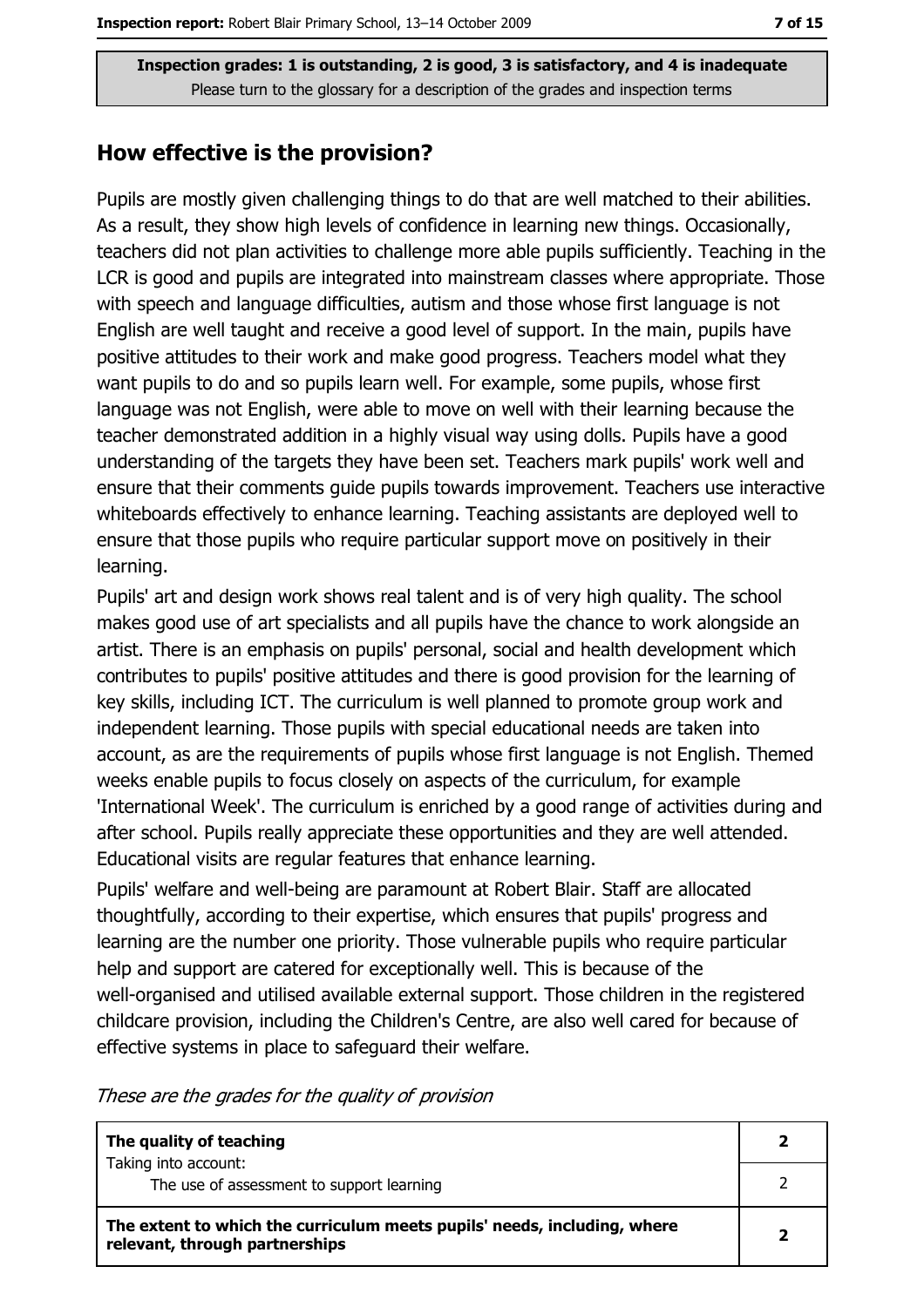**Inspection grades: 1 is outstanding, 2 is good, 3 is satisfactory, and 4 is inadequate**
Please turn to the glossary for a description of the grades and inspection terms

## How effective is the provision?

Pupils are mostly given challenging things to do that are well matched to their abilities. As a result, they show high levels of confidence in learning new things. Occasionally, teachers did not plan activities to challenge more able pupils sufficiently. Teaching in the LCR is good and pupils are integrated into mainstream classes where appropriate. Those with speech and language difficulties, autism and those whose first language is not English are well taught and receive a good level of support. In the main, pupils have positive attitudes to their work and make good progress. Teachers model what they want pupils to do and so pupils learn well. For example, some pupils, whose first language was not English, were able to move on well with their learning because the teacher demonstrated addition in a highly visual way using dolls. Pupils have a good understanding of the targets they have been set. Teachers mark pupils' work well and ensure that their comments guide pupils towards improvement. Teachers use interactive whiteboards effectively to enhance learning. Teaching assistants are deployed well to ensure that those pupils who require particular support move on positively in their learning.

Pupils' art and design work shows real talent and is of very high quality. The school makes good use of art specialists and all pupils have the chance to work alongside an artist. There is an emphasis on pupils' personal, social and health development which contributes to pupils' positive attitudes and there is good provision for the learning of key skills, including ICT. The curriculum is well planned to promote group work and independent learning. Those pupils with special educational needs are taken into account, as are the requirements of pupils whose first language is not English. Themed weeks enable pupils to focus closely on aspects of the curriculum, for example 'International Week'. The curriculum is enriched by a good range of activities during and after school. Pupils really appreciate these opportunities and they are well attended. Educational visits are regular features that enhance learning.

Pupils' welfare and well-being are paramount at Robert Blair. Staff are allocated thoughtfully, according to their expertise, which ensures that pupils' progress and learning are the number one priority. Those vulnerable pupils who require particular help and support are catered for exceptionally well. This is because of the well-organised and utilised available external support. Those children in the registered childcare provision, including the Children's Centre, are also well cared for because of effective systems in place to safeguard their welfare.

*These are the grades for the quality of provision*

| | |
|---|---|
| **The quality of teaching**<br>Taking into account:<br>The use of assessment to support learning | **2**<br>2 |
| **The extent to which the curriculum meets pupils' needs, including, where relevant, through partnerships** | **2** |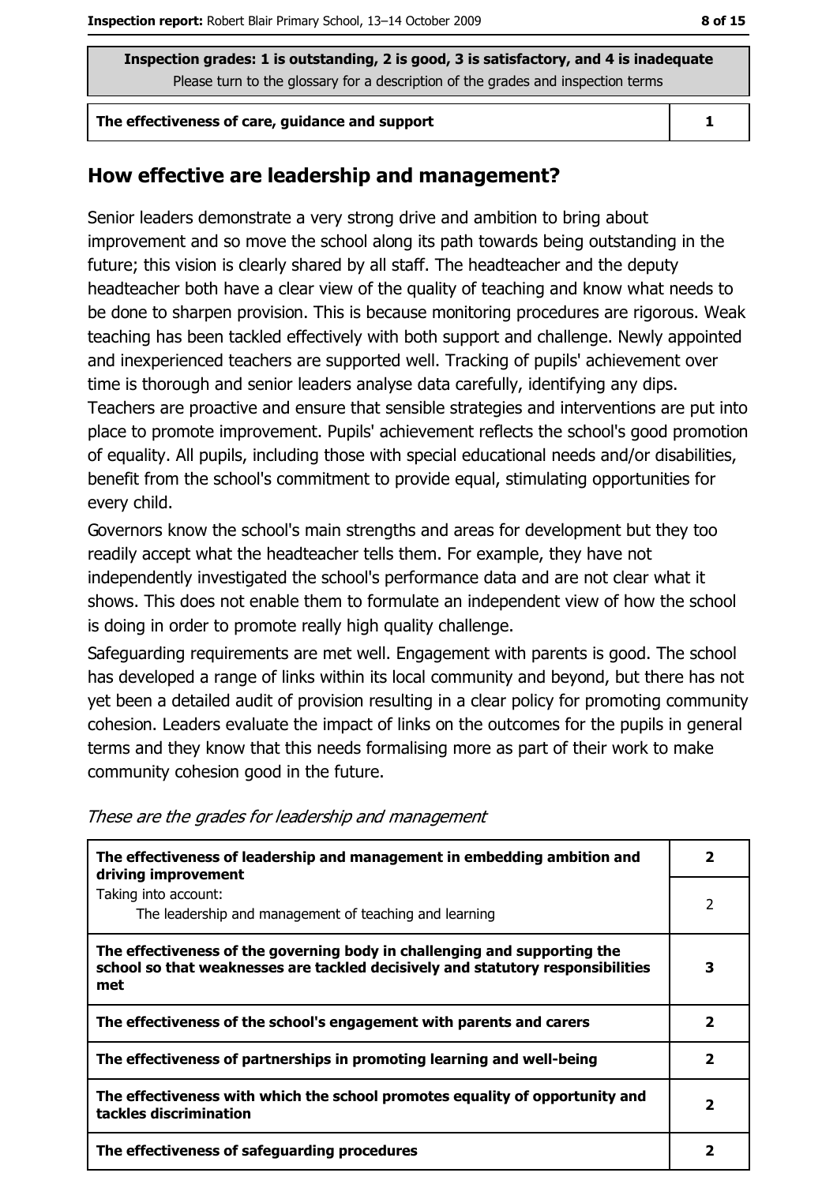| Inspection grades: 1 is outstanding, 2 is good, 3 is satisfactory, and 4 is inadequate<br>Please turn to the glossary for a description of the grades and inspection terms | |
|---|---|
| **The effectiveness of care, guidance and support** | **1** |

## How effective are leadership and management?

Senior leaders demonstrate a very strong drive and ambition to bring about improvement and so move the school along its path towards being outstanding in the future; this vision is clearly shared by all staff. The headteacher and the deputy headteacher both have a clear view of the quality of teaching and know what needs to be done to sharpen provision. This is because monitoring procedures are rigorous. Weak teaching has been tackled effectively with both support and challenge. Newly appointed and inexperienced teachers are supported well. Tracking of pupils' achievement over time is thorough and senior leaders analyse data carefully, identifying any dips. Teachers are proactive and ensure that sensible strategies and interventions are put into place to promote improvement. Pupils' achievement reflects the school's good promotion of equality. All pupils, including those with special educational needs and/or disabilities, benefit from the school's commitment to provide equal, stimulating opportunities for every child.

Governors know the school's main strengths and areas for development but they too readily accept what the headteacher tells them. For example, they have not independently investigated the school's performance data and are not clear what it shows. This does not enable them to formulate an independent view of how the school is doing in order to promote really high quality challenge.

Safeguarding requirements are met well. Engagement with parents is good. The school has developed a range of links within its local community and beyond, but there has not yet been a detailed audit of provision resulting in a clear policy for promoting community cohesion. Leaders evaluate the impact of links on the outcomes for the pupils in general terms and they know that this needs formalising more as part of their work to make community cohesion good in the future.

*These are the grades for leadership and management*

| | |
|---|---|
| **The effectiveness of leadership and management in embedding ambition and driving improvement** | **2** |
| Taking into account:<br>The leadership and management of teaching and learning | 2 |
| **The effectiveness of the governing body in challenging and supporting the school so that weaknesses are tackled decisively and statutory responsibilities met** | **3** |
| **The effectiveness of the school's engagement with parents and carers** | **2** |
| **The effectiveness of partnerships in promoting learning and well-being** | **2** |
| **The effectiveness with which the school promotes equality of opportunity and tackles discrimination** | **2** |
| **The effectiveness of safeguarding procedures** | **2** |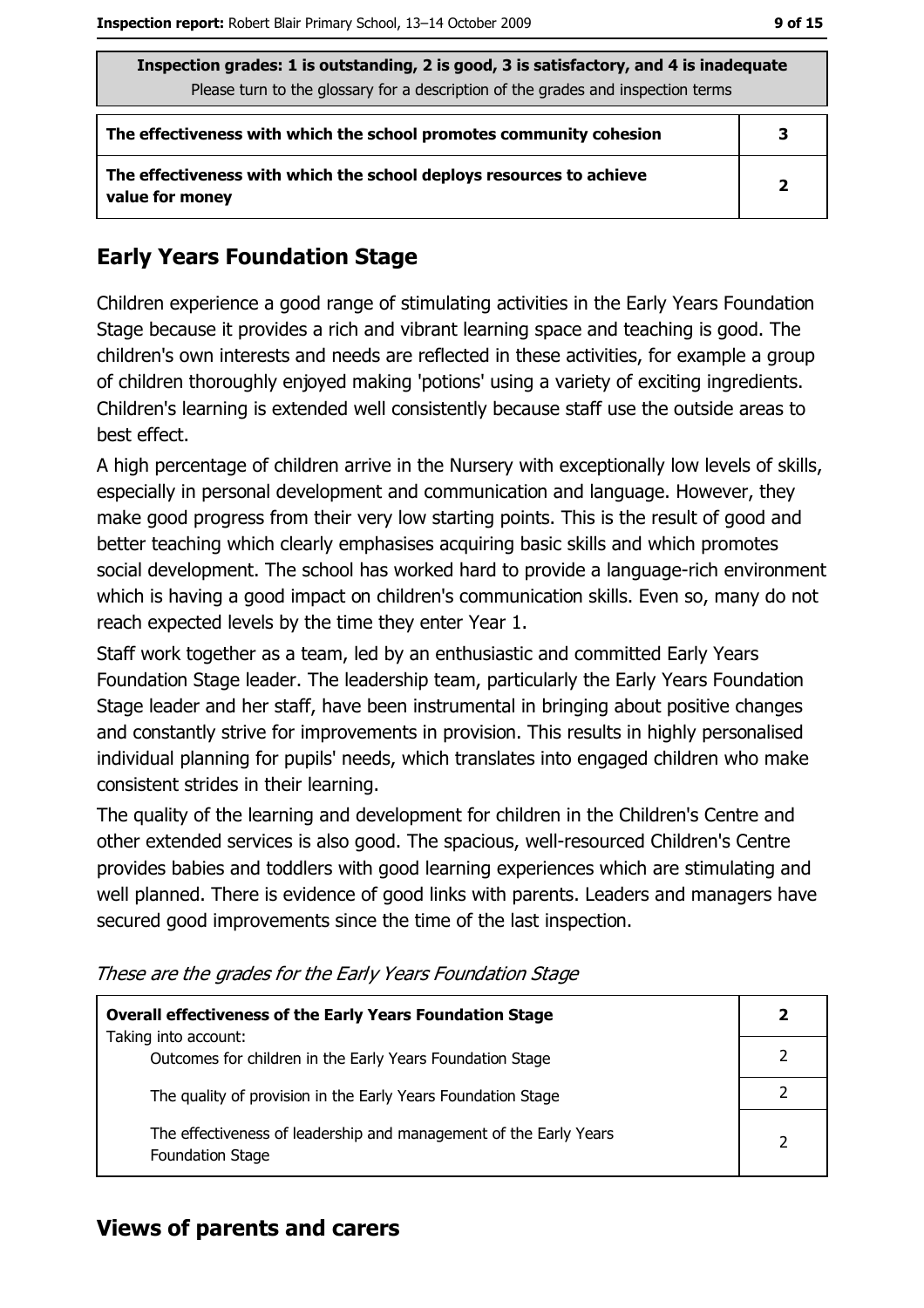| Inspection grades: 1 is outstanding, 2 is good, 3 is satisfactory, and 4 is inadequate<br>Please turn to the glossary for a description of the grades and inspection terms | |
|---|---|
| The effectiveness with which the school promotes community cohesion | **3** |
| The effectiveness with which the school deploys resources to achieve value for money | **2** |

## Early Years Foundation Stage

Children experience a good range of stimulating activities in the Early Years Foundation Stage because it provides a rich and vibrant learning space and teaching is good. The children's own interests and needs are reflected in these activities, for example a group of children thoroughly enjoyed making 'potions' using a variety of exciting ingredients. Children's learning is extended well consistently because staff use the outside areas to best effect.

A high percentage of children arrive in the Nursery with exceptionally low levels of skills, especially in personal development and communication and language. However, they make good progress from their very low starting points. This is the result of good and better teaching which clearly emphasises acquiring basic skills and which promotes social development. The school has worked hard to provide a language-rich environment which is having a good impact on children's communication skills. Even so, many do not reach expected levels by the time they enter Year 1.

Staff work together as a team, led by an enthusiastic and committed Early Years Foundation Stage leader. The leadership team, particularly the Early Years Foundation Stage leader and her staff, have been instrumental in bringing about positive changes and constantly strive for improvements in provision. This results in highly personalised individual planning for pupils' needs, which translates into engaged children who make consistent strides in their learning.

The quality of the learning and development for children in the Children's Centre and other extended services is also good. The spacious, well-resourced Children's Centre provides babies and toddlers with good learning experiences which are stimulating and well planned. There is evidence of good links with parents. Leaders and managers have secured good improvements since the time of the last inspection.

*These are the grades for the Early Years Foundation Stage*

| | |
|---|---|
| **Overall effectiveness of the Early Years Foundation Stage**<br>Taking into account: | **2** |
| Outcomes for children in the Early Years Foundation Stage | 2 |
| The quality of provision in the Early Years Foundation Stage | 2 |
| The effectiveness of leadership and management of the Early Years Foundation Stage | 2 |

## Views of parents and carers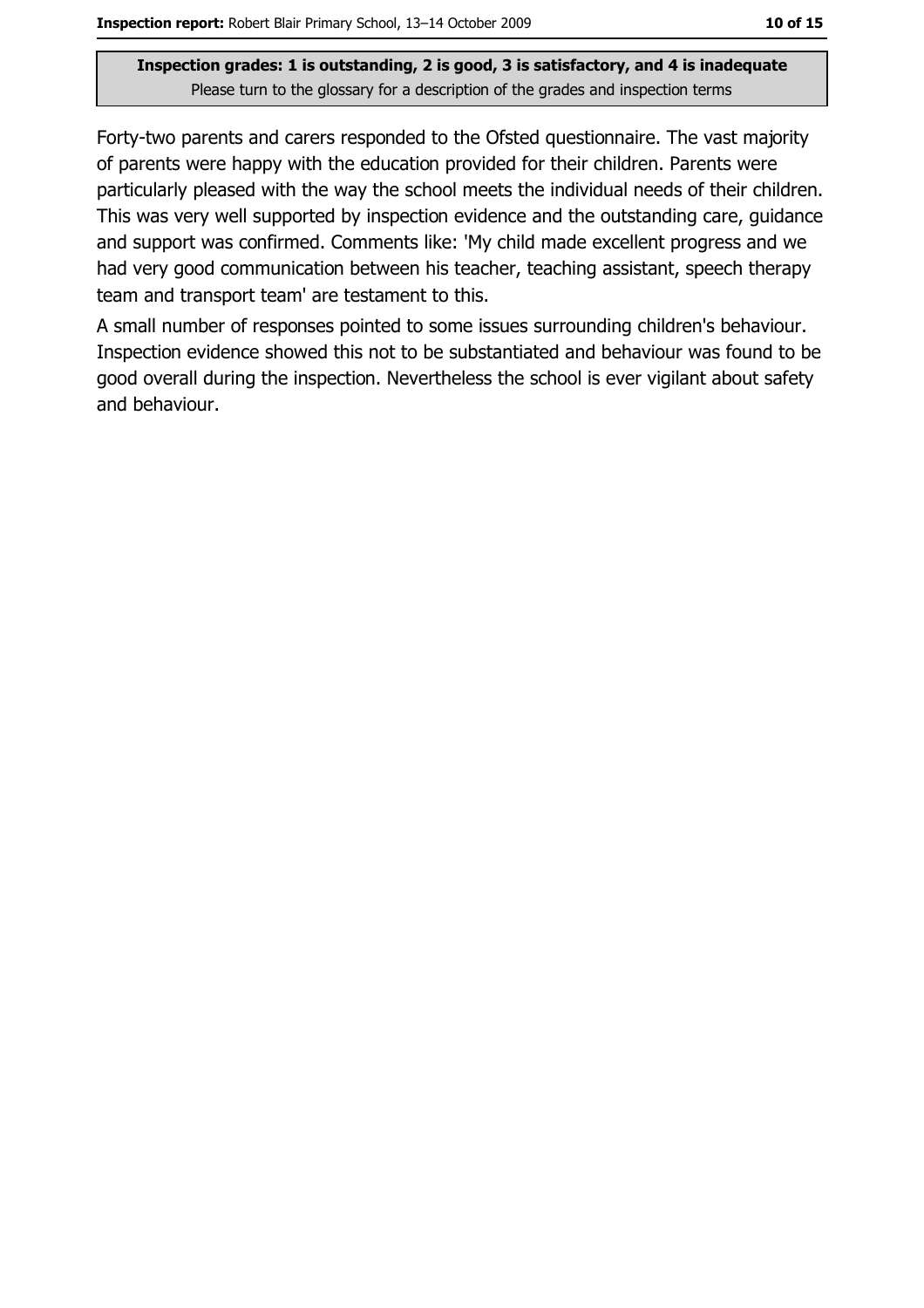**Inspection grades: 1 is outstanding, 2 is good, 3 is satisfactory, and 4 is inadequate**
Please turn to the glossary for a description of the grades and inspection terms

Forty-two parents and carers responded to the Ofsted questionnaire. The vast majority of parents were happy with the education provided for their children. Parents were particularly pleased with the way the school meets the individual needs of their children. This was very well supported by inspection evidence and the outstanding care, guidance and support was confirmed. Comments like: 'My child made excellent progress and we had very good communication between his teacher, teaching assistant, speech therapy team and transport team' are testament to this.

A small number of responses pointed to some issues surrounding children's behaviour. Inspection evidence showed this not to be substantiated and behaviour was found to be good overall during the inspection. Nevertheless the school is ever vigilant about safety and behaviour.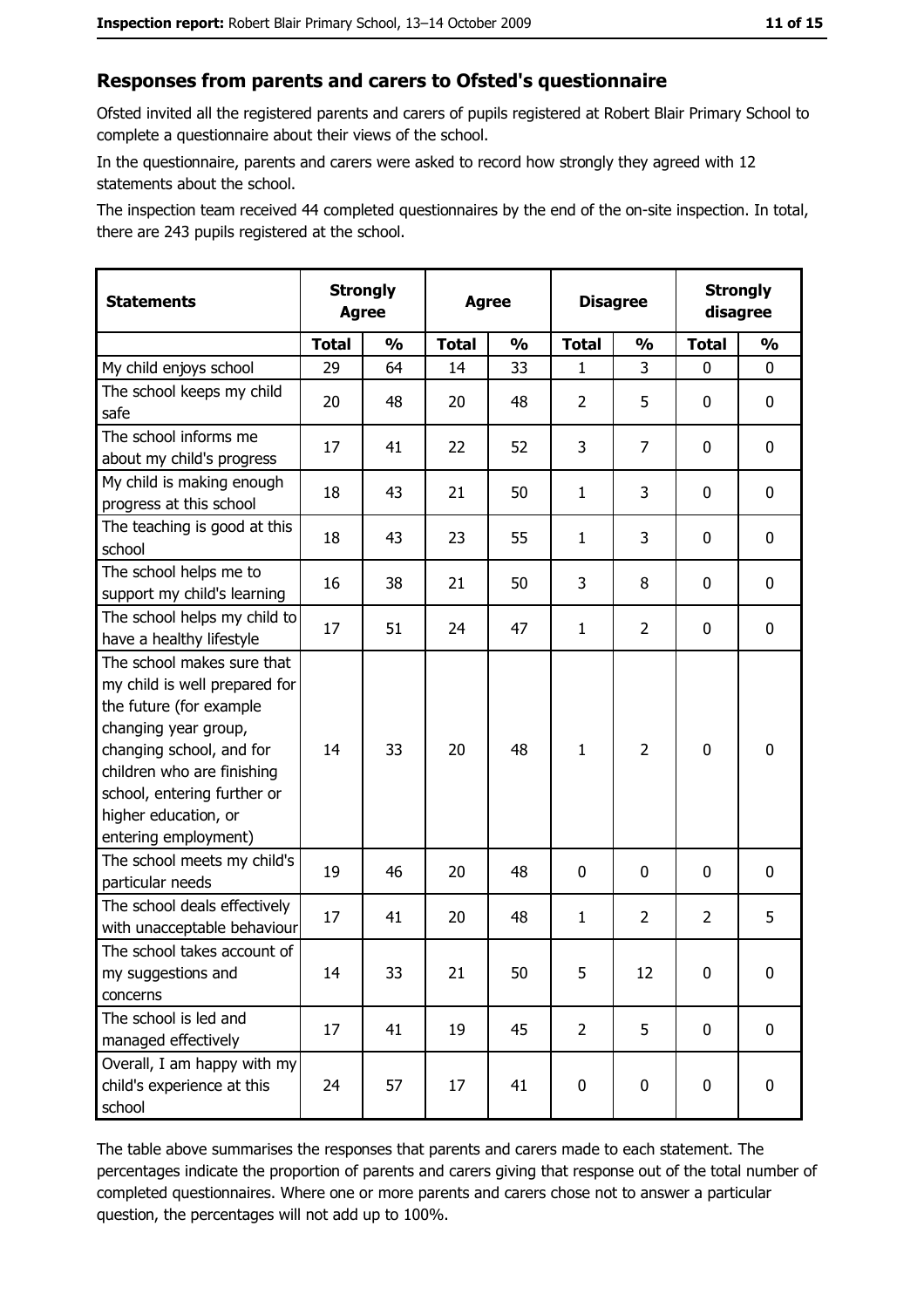## Responses from parents and carers to Ofsted's questionnaire

Ofsted invited all the registered parents and carers of pupils registered at Robert Blair Primary School to complete a questionnaire about their views of the school.

In the questionnaire, parents and carers were asked to record how strongly they agreed with 12 statements about the school.

The inspection team received 44 completed questionnaires by the end of the on-site inspection. In total, there are 243 pupils registered at the school.

| Statements | Strongly Agree | | Agree | | Disagree | | Strongly disagree | |
|---|---|---|---|---|---|---|---|---|
| | Total | % | Total | % | Total | % | Total | % |
| My child enjoys school | 29 | 64 | 14 | 33 | 1 | 3 | 0 | 0 |
| The school keeps my child safe | 20 | 48 | 20 | 48 | 2 | 5 | 0 | 0 |
| The school informs me about my child's progress | 17 | 41 | 22 | 52 | 3 | 7 | 0 | 0 |
| My child is making enough progress at this school | 18 | 43 | 21 | 50 | 1 | 3 | 0 | 0 |
| The teaching is good at this school | 18 | 43 | 23 | 55 | 1 | 3 | 0 | 0 |
| The school helps me to support my child's learning | 16 | 38 | 21 | 50 | 3 | 8 | 0 | 0 |
| The school helps my child to have a healthy lifestyle | 17 | 51 | 24 | 47 | 1 | 2 | 0 | 0 |
| The school makes sure that my child is well prepared for the future (for example changing year group, changing school, and for children who are finishing school, entering further or higher education, or entering employment) | 14 | 33 | 20 | 48 | 1 | 2 | 0 | 0 |
| The school meets my child's particular needs | 19 | 46 | 20 | 48 | 0 | 0 | 0 | 0 |
| The school deals effectively with unacceptable behaviour | 17 | 41 | 20 | 48 | 1 | 2 | 2 | 5 |
| The school takes account of my suggestions and concerns | 14 | 33 | 21 | 50 | 5 | 12 | 0 | 0 |
| The school is led and managed effectively | 17 | 41 | 19 | 45 | 2 | 5 | 0 | 0 |
| Overall, I am happy with my child's experience at this school | 24 | 57 | 17 | 41 | 0 | 0 | 0 | 0 |

The table above summarises the responses that parents and carers made to each statement. The percentages indicate the proportion of parents and carers giving that response out of the total number of completed questionnaires. Where one or more parents and carers chose not to answer a particular question, the percentages will not add up to 100%.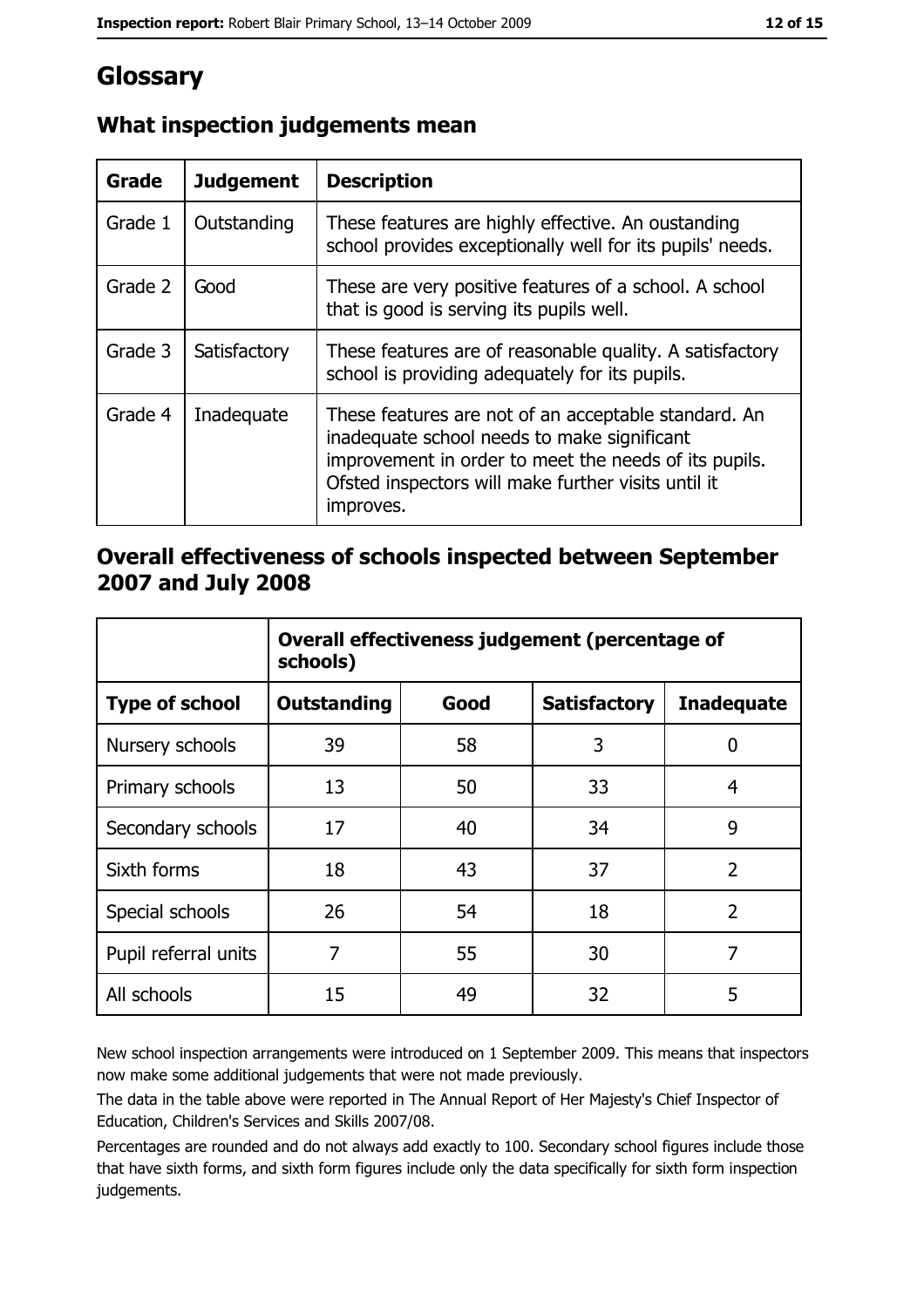# Glossary

## What inspection judgements mean

| Grade | Judgement | Description |
| --- | --- | --- |
| Grade 1 | Outstanding | These features are highly effective. An oustanding school provides exceptionally well for its pupils' needs. |
| Grade 2 | Good | These are very positive features of a school. A school that is good is serving its pupils well. |
| Grade 3 | Satisfactory | These features are of reasonable quality. A satisfactory school is providing adequately for its pupils. |
| Grade 4 | Inadequate | These features are not of an acceptable standard. An inadequate school needs to make significant improvement in order to meet the needs of its pupils. Ofsted inspectors will make further visits until it improves. |

## Overall effectiveness of schools inspected between September 2007 and July 2008

| | Overall effectiveness judgement (percentage of schools) | | | |
| --- | --- | --- | --- | --- |
| **Type of school** | **Outstanding** | **Good** | **Satisfactory** | **Inadequate** |
| Nursery schools | 39 | 58 | 3 | 0 |
| Primary schools | 13 | 50 | 33 | 4 |
| Secondary schools | 17 | 40 | 34 | 9 |
| Sixth forms | 18 | 43 | 37 | 2 |
| Special schools | 26 | 54 | 18 | 2 |
| Pupil referral units | 7 | 55 | 30 | 7 |
| All schools | 15 | 49 | 32 | 5 |

New school inspection arrangements were introduced on 1 September 2009. This means that inspectors now make some additional judgements that were not made previously.

The data in the table above were reported in The Annual Report of Her Majesty's Chief Inspector of Education, Children's Services and Skills 2007/08.

Percentages are rounded and do not always add exactly to 100. Secondary school figures include those that have sixth forms, and sixth form figures include only the data specifically for sixth form inspection judgements.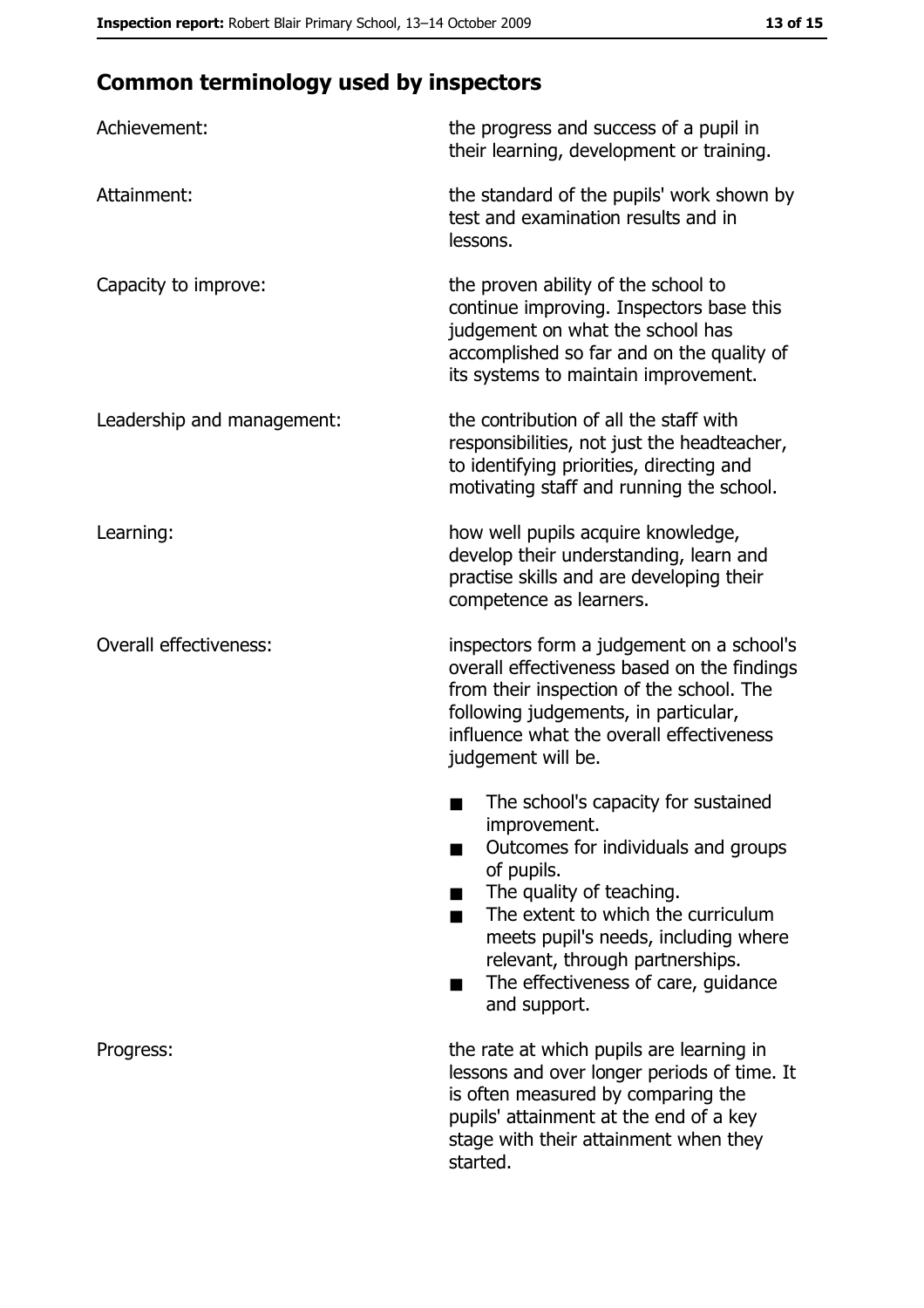## Common terminology used by inspectors

| | |
|---|---|
| Achievement: | the progress and success of a pupil in their learning, development or training. |
| Attainment: | the standard of the pupils' work shown by test and examination results and in lessons. |
| Capacity to improve: | the proven ability of the school to continue improving. Inspectors base this judgement on what the school has accomplished so far and on the quality of its systems to maintain improvement. |
| Leadership and management: | the contribution of all the staff with responsibilities, not just the headteacher, to identifying priorities, directing and motivating staff and running the school. |
| Learning: | how well pupils acquire knowledge, develop their understanding, learn and practise skills and are developing their competence as learners. |
| Overall effectiveness: | inspectors form a judgement on a school's overall effectiveness based on the findings from their inspection of the school. The following judgements, in particular, influence what the overall effectiveness judgement will be.<br>■ The school's capacity for sustained improvement.<br>■ Outcomes for individuals and groups of pupils.<br>■ The quality of teaching.<br>■ The extent to which the curriculum meets pupil's needs, including where relevant, through partnerships.<br>■ The effectiveness of care, guidance and support. |
| Progress: | the rate at which pupils are learning in lessons and over longer periods of time. It is often measured by comparing the pupils' attainment at the end of a key stage with their attainment when they started. |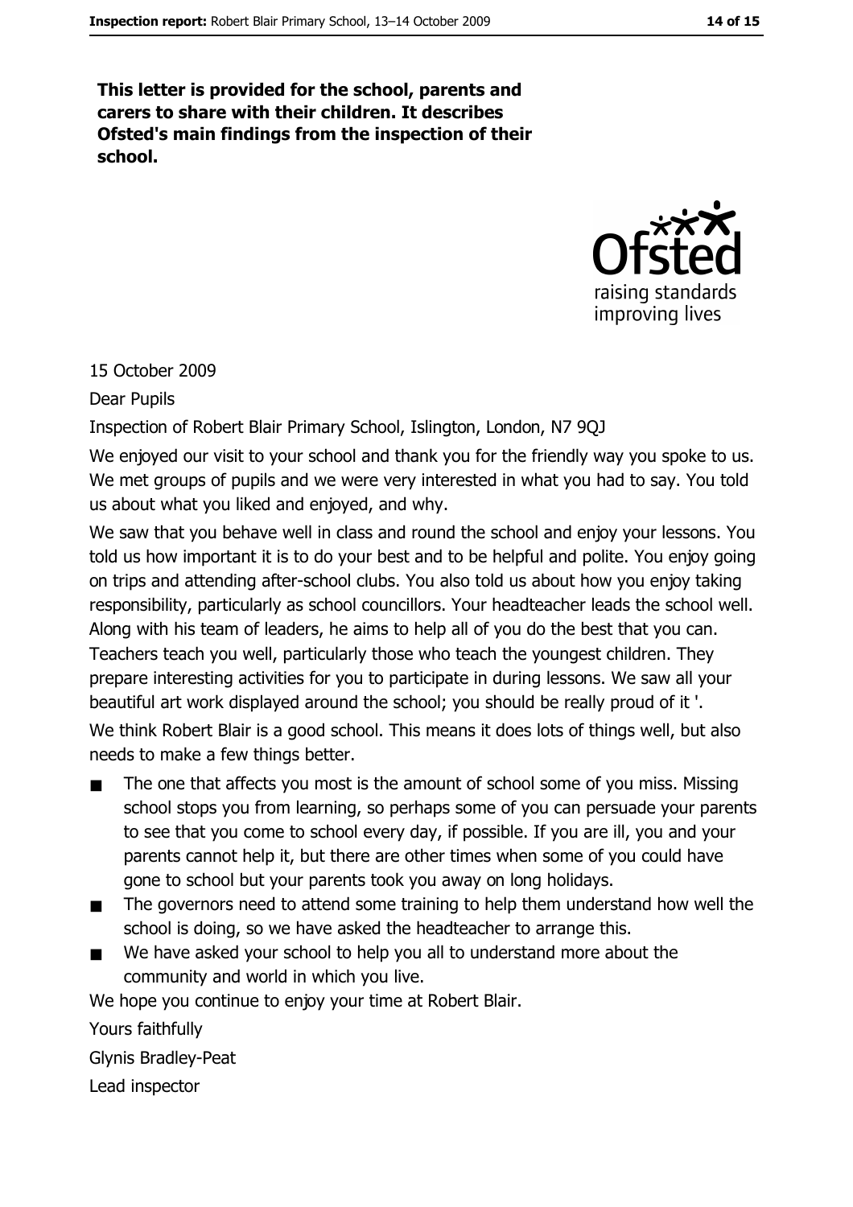**This letter is provided for the school, parents and carers to share with their children. It describes Ofsted's main findings from the inspection of their school.**

15 October 2009

Dear Pupils

Inspection of Robert Blair Primary School, Islington, London, N7 9QJ

We enjoyed our visit to your school and thank you for the friendly way you spoke to us. We met groups of pupils and we were very interested in what you had to say. You told us about what you liked and enjoyed, and why.

We saw that you behave well in class and round the school and enjoy your lessons. You told us how important it is to do your best and to be helpful and polite. You enjoy going on trips and attending after-school clubs. You also told us about how you enjoy taking responsibility, particularly as school councillors. Your headteacher leads the school well. Along with his team of leaders, he aims to help all of you do the best that you can. Teachers teach you well, particularly those who teach the youngest children. They prepare interesting activities for you to participate in during lessons. We saw all your beautiful art work displayed around the school; you should be really proud of it '.

We think Robert Blair is a good school. This means it does lots of things well, but also needs to make a few things better.

- The one that affects you most is the amount of school some of you miss. Missing school stops you from learning, so perhaps some of you can persuade your parents to see that you come to school every day, if possible. If you are ill, you and your parents cannot help it, but there are other times when some of you could have gone to school but your parents took you away on long holidays.
- The governors need to attend some training to help them understand how well the school is doing, so we have asked the headteacher to arrange this.
- We have asked your school to help you all to understand more about the community and world in which you live.

We hope you continue to enjoy your time at Robert Blair.

Yours faithfully

Glynis Bradley-Peat

Lead inspector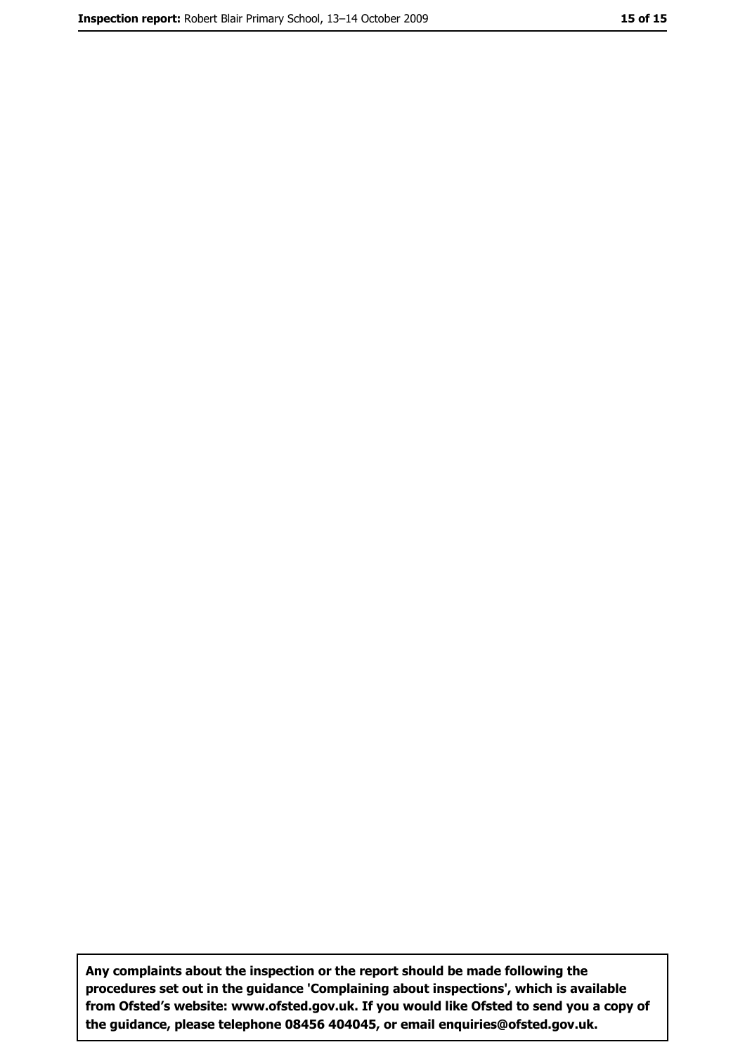**Any complaints about the inspection or the report should be made following the procedures set out in the guidance 'Complaining about inspections', which is available from Ofsted's website: www.ofsted.gov.uk. If you would like Ofsted to send you a copy of the guidance, please telephone 08456 404045, or email enquiries@ofsted.gov.uk.**